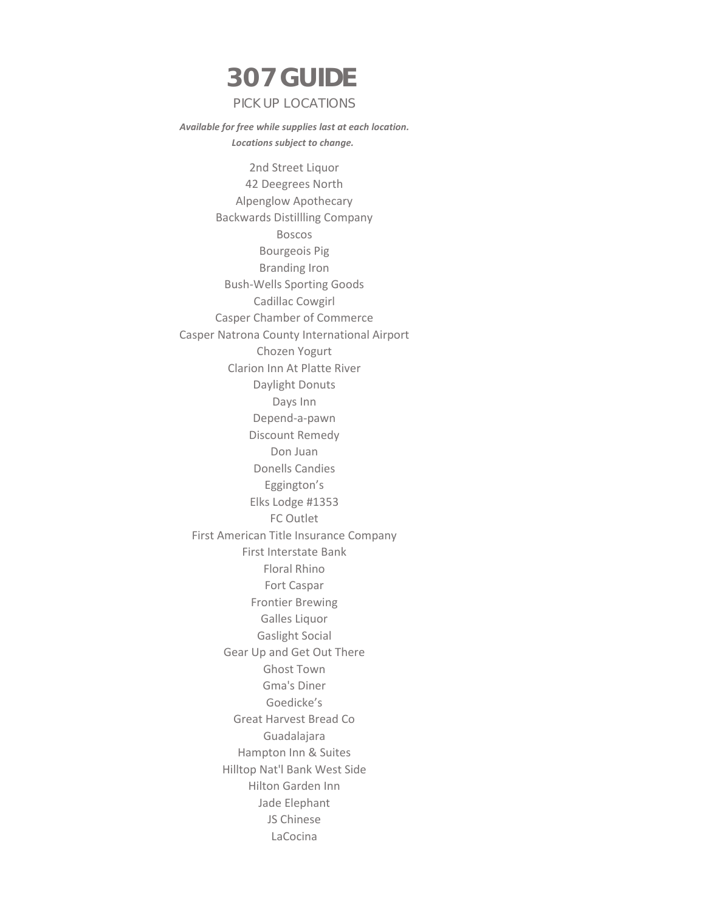# 307 GUIDE

## PICK UP LOCATIONS

***Available for free while supplies last at each location.***
***Locations subject to change.***

2nd Street Liquor
42 Deegrees North
Alpenglow Apothecary
Backwards Distillling Company
Boscos
Bourgeois Pig
Branding Iron
Bush-Wells Sporting Goods
Cadillac Cowgirl
Casper Chamber of Commerce
Casper Natrona County International Airport
Chozen Yogurt
Clarion Inn At Platte River
Daylight Donuts
Days Inn
Depend-a-pawn
Discount Remedy
Don Juan
Donells Candies
Eggington's
Elks Lodge #1353
FC Outlet
First American Title Insurance Company
First Interstate Bank
Floral Rhino
Fort Caspar
Frontier Brewing
Galles Liquor
Gaslight Social
Gear Up and Get Out There
Ghost Town
Gma's Diner
Goedicke's
Great Harvest Bread Co
Guadalajara
Hampton Inn & Suites
Hilltop Nat'l Bank West Side
Hilton Garden Inn
Jade Elephant
JS Chinese
LaCocina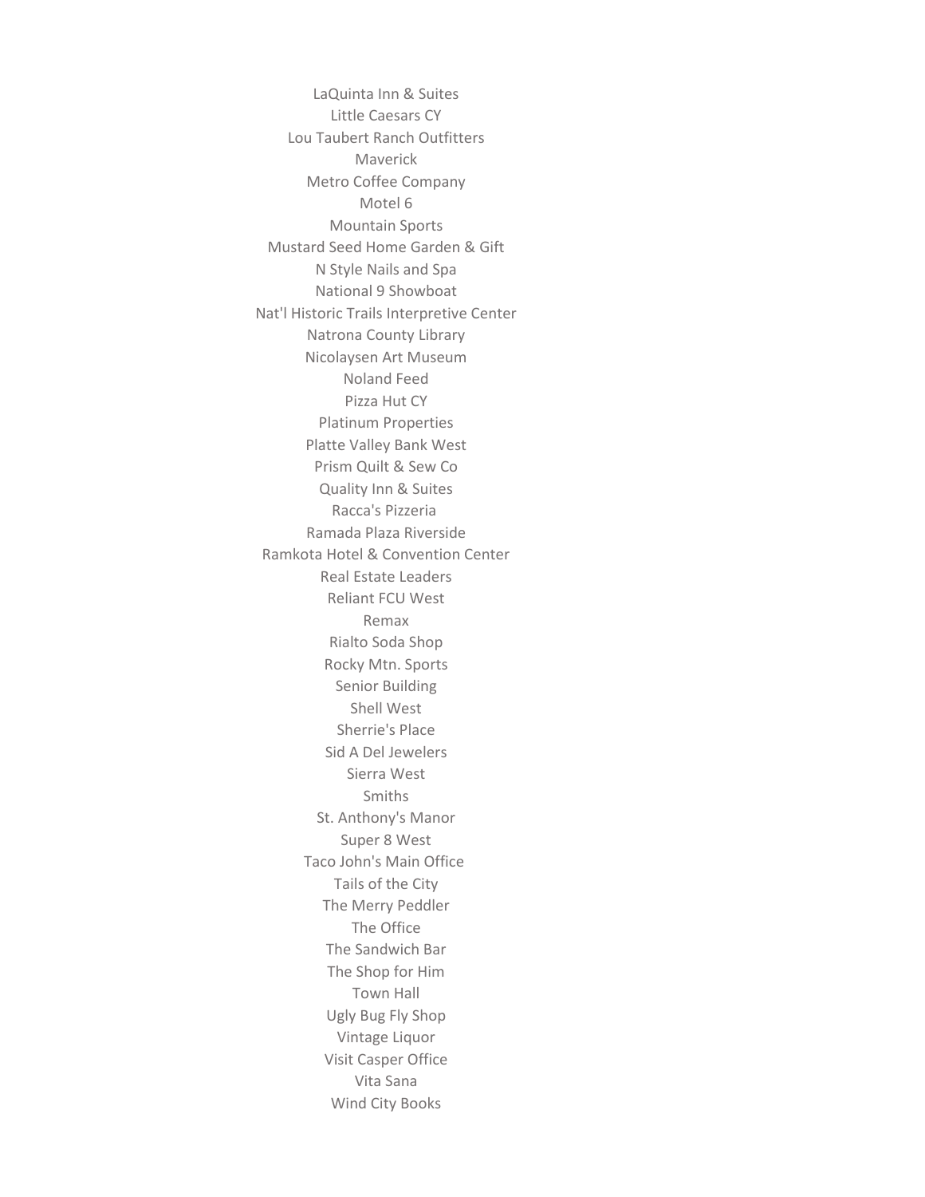LaQuinta Inn & Suites
Little Caesars CY
Lou Taubert Ranch Outfitters
Maverick
Metro Coffee Company
Motel 6
Mountain Sports
Mustard Seed Home Garden & Gift
N Style Nails and Spa
National 9 Showboat
Nat'l Historic Trails Interpretive Center
Natrona County Library
Nicolaysen Art Museum
Noland Feed
Pizza Hut CY
Platinum Properties
Platte Valley Bank West
Prism Quilt & Sew Co
Quality Inn & Suites
Racca's Pizzeria
Ramada Plaza Riverside
Ramkota Hotel & Convention Center
Real Estate Leaders
Reliant FCU West
Remax
Rialto Soda Shop
Rocky Mtn. Sports
Senior Building
Shell West
Sherrie's Place
Sid A Del Jewelers
Sierra West
Smiths
St. Anthony's Manor
Super 8 West
Taco John's Main Office
Tails of the City
The Merry Peddler
The Office
The Sandwich Bar
The Shop for Him
Town Hall
Ugly Bug Fly Shop
Vintage Liquor
Visit Casper Office
Vita Sana
Wind City Books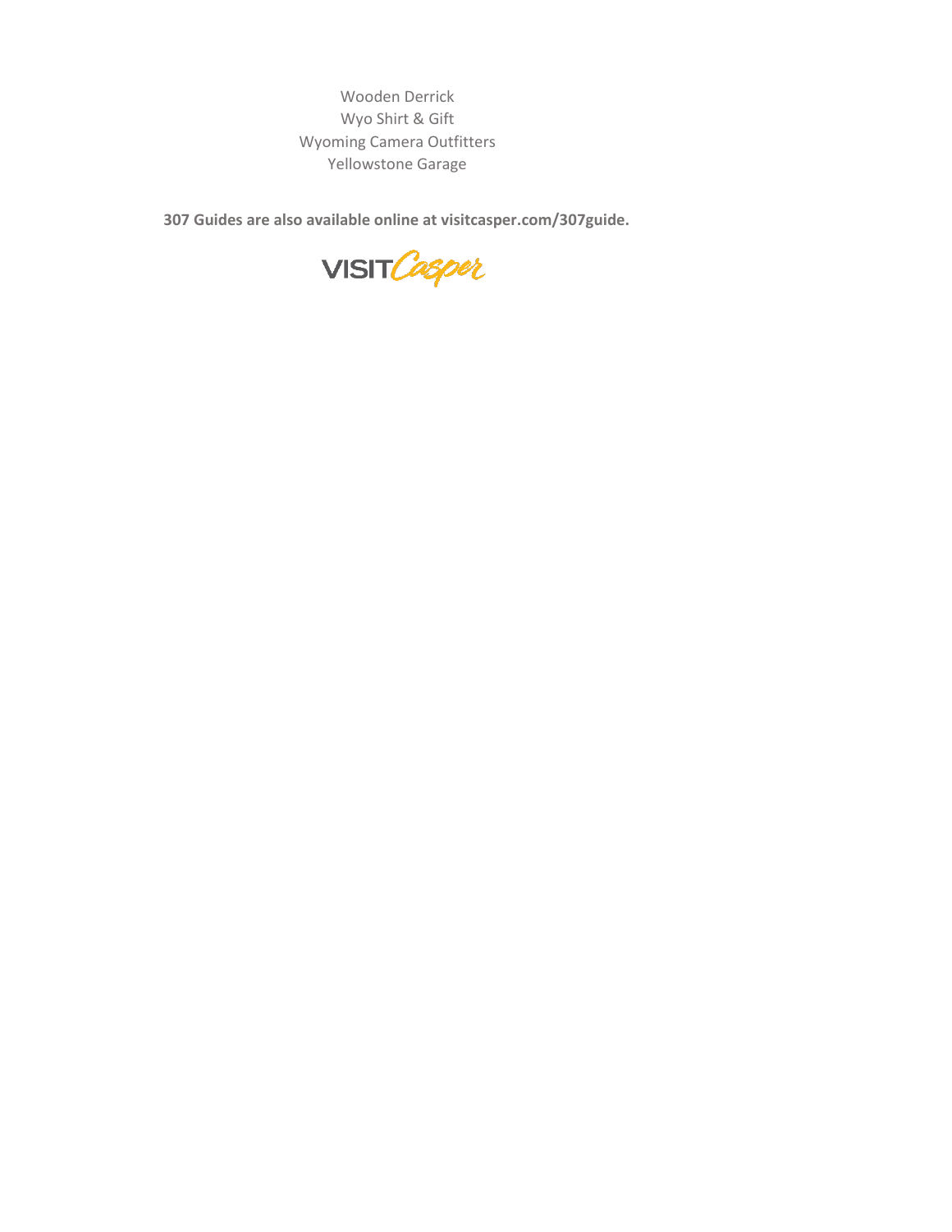Wooden Derrick
Wyo Shirt & Gift
Wyoming Camera Outfitters
Yellowstone Garage

**307 Guides are also available online at visitcasper.com/307guide.**

VISIT Casper